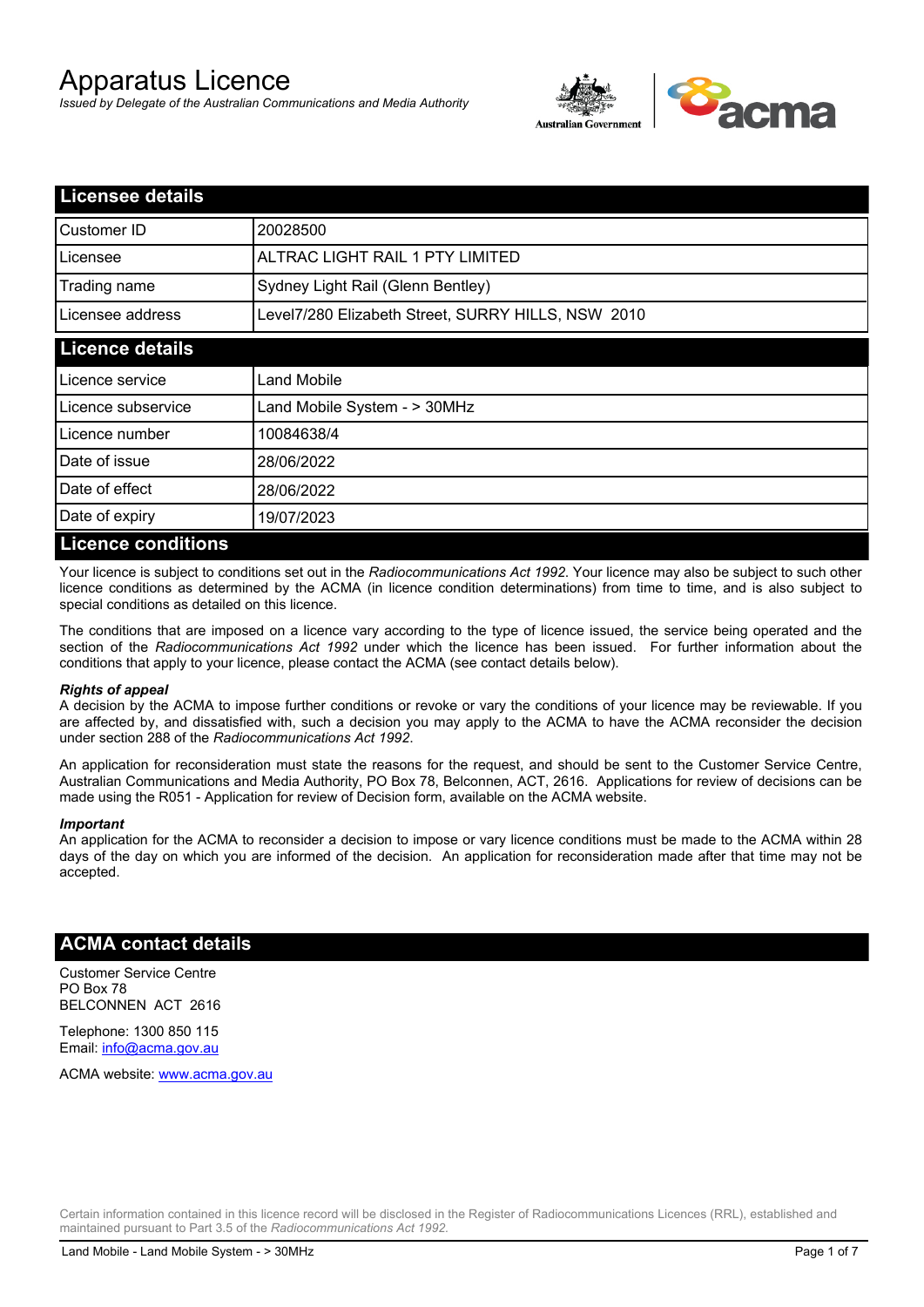# Apparatus Licence

*Issued by Delegate of the Australian Communications and Media Authority*

## Licensee details

| | |
|---|---|
| Customer ID | 20028500 |
| Licensee | ALTRAC LIGHT RAIL 1 PTY LIMITED |
| Trading name | Sydney Light Rail (Glenn Bentley) |
| Licensee address | Level7/280 Elizabeth Street, SURRY HILLS, NSW 2010 |

## Licence details

| | |
|---|---|
| Licence service | Land Mobile |
| Licence subservice | Land Mobile System - > 30MHz |
| Licence number | 10084638/4 |
| Date of issue | 28/06/2022 |
| Date of effect | 28/06/2022 |
| Date of expiry | 19/07/2023 |

## Licence conditions

Your licence is subject to conditions set out in the *Radiocommunications Act 1992*. Your licence may also be subject to such other licence conditions as determined by the ACMA (in licence condition determinations) from time to time, and is also subject to special conditions as detailed on this licence.

The conditions that are imposed on a licence vary according to the type of licence issued, the service being operated and the section of the *Radiocommunications Act 1992* under which the licence has been issued. For further information about the conditions that apply to your licence, please contact the ACMA (see contact details below).

***Rights of appeal***

A decision by the ACMA to impose further conditions or revoke or vary the conditions of your licence may be reviewable. If you are affected by, and dissatisfied with, such a decision you may apply to the ACMA to have the ACMA reconsider the decision under section 288 of the *Radiocommunications Act 1992*.

An application for reconsideration must state the reasons for the request, and should be sent to the Customer Service Centre, Australian Communications and Media Authority, PO Box 78, Belconnen, ACT, 2616. Applications for review of decisions can be made using the R051 - Application for review of Decision form, available on the ACMA website.

***Important***

An application for the ACMA to reconsider a decision to impose or vary licence conditions must be made to the ACMA within 28 days of the day on which you are informed of the decision. An application for reconsideration made after that time may not be accepted.

## ACMA contact details

Customer Service Centre
PO Box 78
BELCONNEN ACT 2616

Telephone: 1300 850 115
Email: info@acma.gov.au

ACMA website: www.acma.gov.au

Certain information contained in this licence record will be disclosed in the Register of Radiocommunications Licences (RRL), established and maintained pursuant to Part 3.5 of the *Radiocommunications Act 1992.*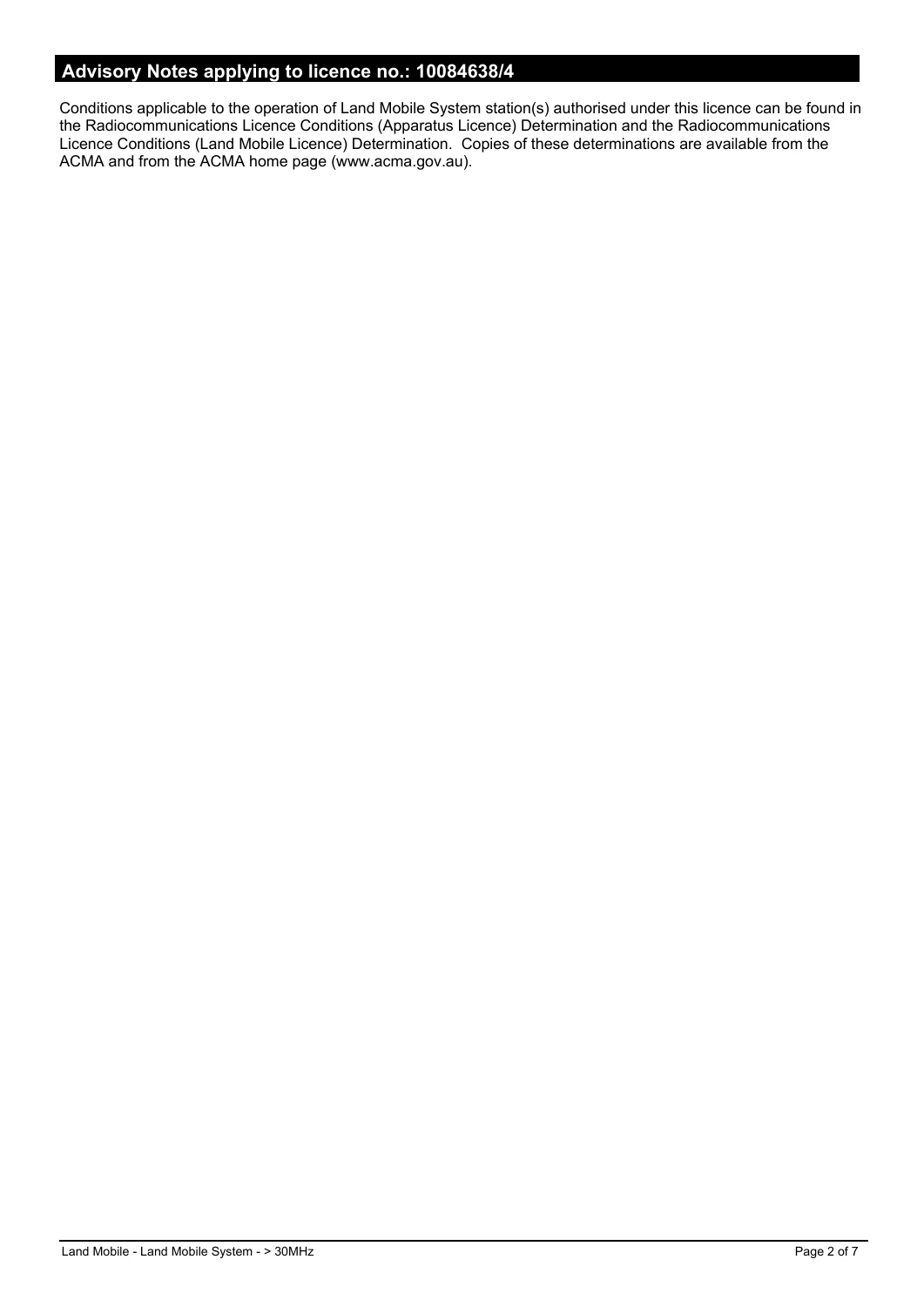## Advisory Notes applying to licence no.: 10084638/4

Conditions applicable to the operation of Land Mobile System station(s) authorised under this licence can be found in the Radiocommunications Licence Conditions (Apparatus Licence) Determination and the Radiocommunications Licence Conditions (Land Mobile Licence) Determination. Copies of these determinations are available from the ACMA and from the ACMA home page (www.acma.gov.au).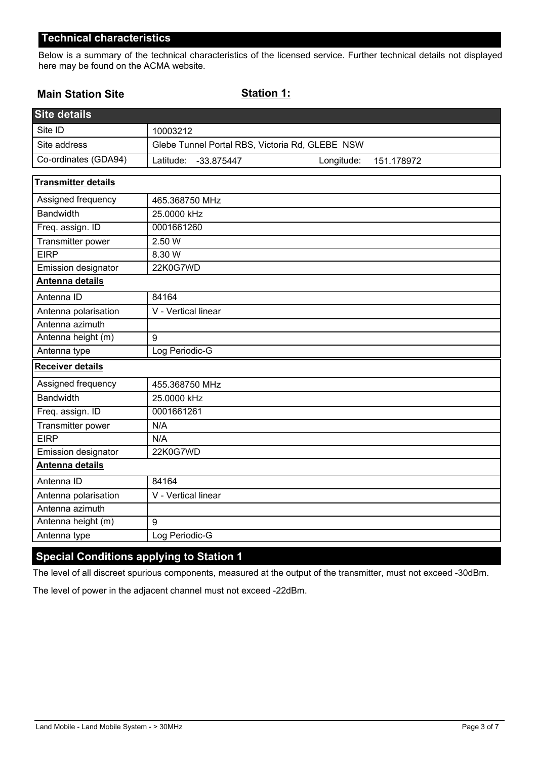## Technical characteristics

Below is a summary of the technical characteristics of the licensed service. Further technical details not displayed here may be found on the ACMA website.

**Main Station Site** **Station 1:**

| Site details | |
|---|---|
| Site ID | 10003212 |
| Site address | Glebe Tunnel Portal RBS, Victoria Rd, GLEBE NSW |
| Co-ordinates (GDA94) | Latitude: -33.875447 Longitude: 151.178972 |

| **Transmitter details** | |
|---|---|
| Assigned frequency | 465.368750 MHz |
| Bandwidth | 25.0000 kHz |
| Freq. assign. ID | 0001661260 |
| Transmitter power | 2.50 W |
| EIRP | 8.30 W |
| Emission designator | 22K0G7WD |
| **Antenna details** | |
| Antenna ID | 84164 |
| Antenna polarisation | V - Vertical linear |
| Antenna azimuth | |
| Antenna height (m) | 9 |
| Antenna type | Log Periodic-G |

| **Receiver details** | |
|---|---|
| Assigned frequency | 455.368750 MHz |
| Bandwidth | 25.0000 kHz |
| Freq. assign. ID | 0001661261 |
| Transmitter power | N/A |
| EIRP | N/A |
| Emission designator | 22K0G7WD |
| **Antenna details** | |
| Antenna ID | 84164 |
| Antenna polarisation | V - Vertical linear |
| Antenna azimuth | |
| Antenna height (m) | 9 |
| Antenna type | Log Periodic-G |

## Special Conditions applying to Station 1

The level of all discreet spurious components, measured at the output of the transmitter, must not exceed -30dBm.

The level of power in the adjacent channel must not exceed -22dBm.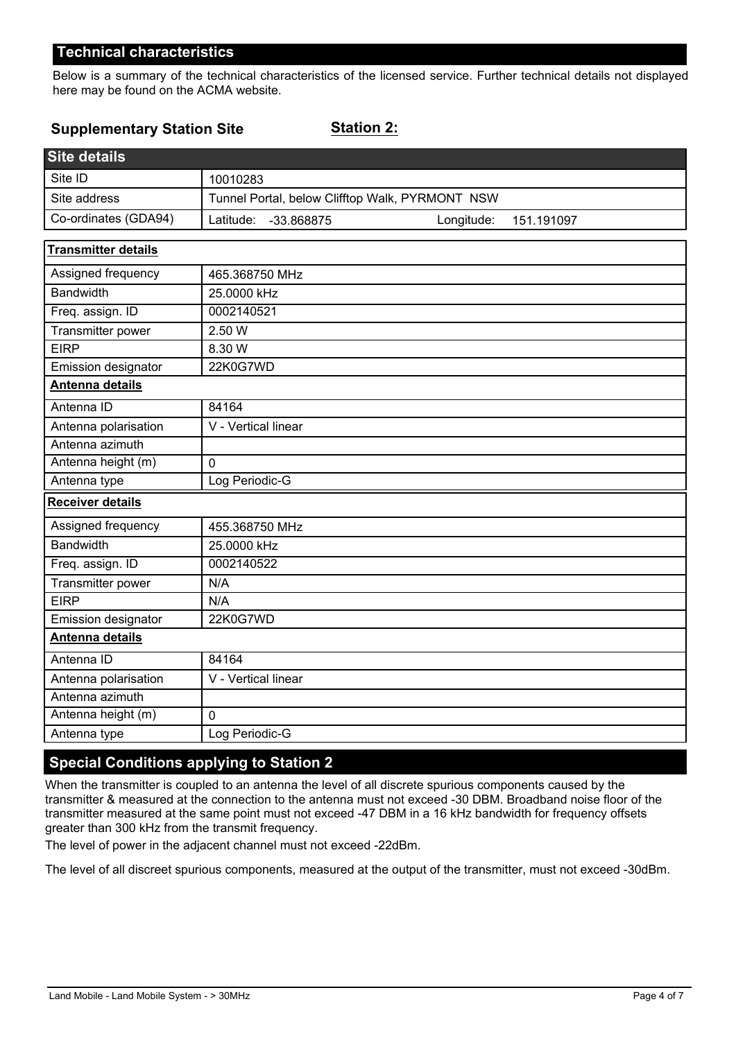## Technical characteristics

Below is a summary of the technical characteristics of the licensed service. Further technical details not displayed here may be found on the ACMA website.

**Supplementary Station Site** **Station 2:**

| Site details | |
|---|---|
| Site ID | 10010283 |
| Site address | Tunnel Portal, below Clifftop Walk, PYRMONT NSW |
| Co-ordinates (GDA94) | Latitude: -33.868875 Longitude: 151.191097 |

| **Transmitter details** | |
|---|---|
| Assigned frequency | 465.368750 MHz |
| Bandwidth | 25.0000 kHz |
| Freq. assign. ID | 0002140521 |
| Transmitter power | 2.50 W |
| EIRP | 8.30 W |
| Emission designator | 22K0G7WD |
| **Antenna details** | |
| Antenna ID | 84164 |
| Antenna polarisation | V - Vertical linear |
| Antenna azimuth | |
| Antenna height (m) | 0 |
| Antenna type | Log Periodic-G |
| **Receiver details** | |
| Assigned frequency | 455.368750 MHz |
| Bandwidth | 25.0000 kHz |
| Freq. assign. ID | 0002140522 |
| Transmitter power | N/A |
| EIRP | N/A |
| Emission designator | 22K0G7WD |
| **Antenna details** | |
| Antenna ID | 84164 |
| Antenna polarisation | V - Vertical linear |
| Antenna azimuth | |
| Antenna height (m) | 0 |
| Antenna type | Log Periodic-G |

## Special Conditions applying to Station 2

When the transmitter is coupled to an antenna the level of all discrete spurious components caused by the transmitter & measured at the connection to the antenna must not exceed -30 DBM. Broadband noise floor of the transmitter measured at the same point must not exceed -47 DBM in a 16 kHz bandwidth for frequency offsets greater than 300 kHz from the transmit frequency.

The level of power in the adjacent channel must not exceed -22dBm.

The level of all discreet spurious components, measured at the output of the transmitter, must not exceed -30dBm.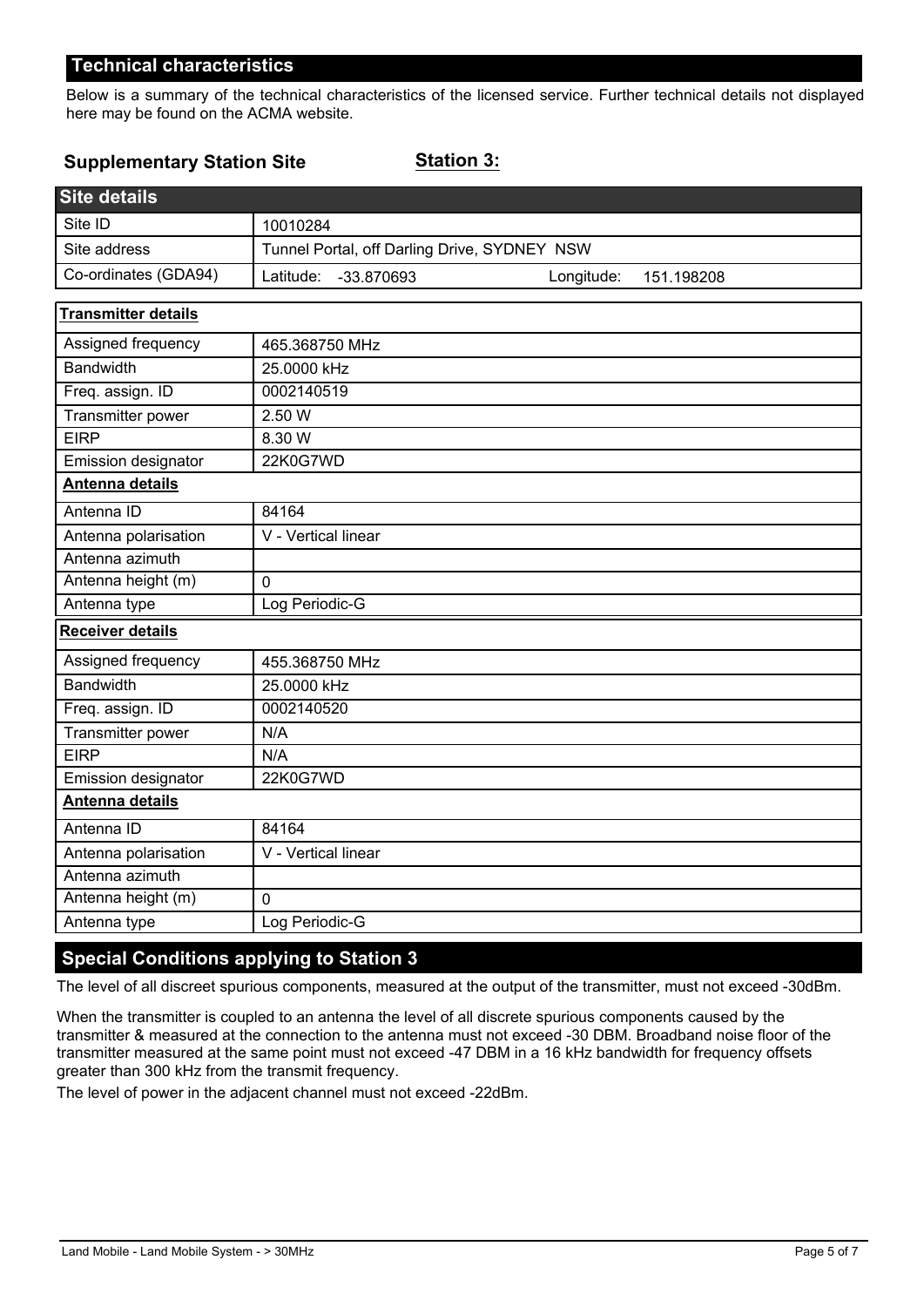## Technical characteristics

Below is a summary of the technical characteristics of the licensed service. Further technical details not displayed here may be found on the ACMA website.

### Supplementary Station Site **Station 3:**

| Site details | |
|---|---|
| Site ID | 10010284 |
| Site address | Tunnel Portal, off Darling Drive, SYDNEY NSW |
| Co-ordinates (GDA94) | Latitude: -33.870693 Longitude: 151.198208 |

| **Transmitter details** | |
|---|---|
| Assigned frequency | 465.368750 MHz |
| Bandwidth | 25.0000 kHz |
| Freq. assign. ID | 0002140519 |
| Transmitter power | 2.50 W |
| EIRP | 8.30 W |
| Emission designator | 22K0G7WD |
| **Antenna details** | |
| Antenna ID | 84164 |
| Antenna polarisation | V - Vertical linear |
| Antenna azimuth | |
| Antenna height (m) | 0 |
| Antenna type | Log Periodic-G |

| **Receiver details** | |
|---|---|
| Assigned frequency | 455.368750 MHz |
| Bandwidth | 25.0000 kHz |
| Freq. assign. ID | 0002140520 |
| Transmitter power | N/A |
| EIRP | N/A |
| Emission designator | 22K0G7WD |
| **Antenna details** | |
| Antenna ID | 84164 |
| Antenna polarisation | V - Vertical linear |
| Antenna azimuth | |
| Antenna height (m) | 0 |
| Antenna type | Log Periodic-G |

## Special Conditions applying to Station 3

The level of all discreet spurious components, measured at the output of the transmitter, must not exceed -30dBm.

When the transmitter is coupled to an antenna the level of all discrete spurious components caused by the transmitter & measured at the connection to the antenna must not exceed -30 DBM. Broadband noise floor of the transmitter measured at the same point must not exceed -47 DBM in a 16 kHz bandwidth for frequency offsets greater than 300 kHz from the transmit frequency.

The level of power in the adjacent channel must not exceed -22dBm.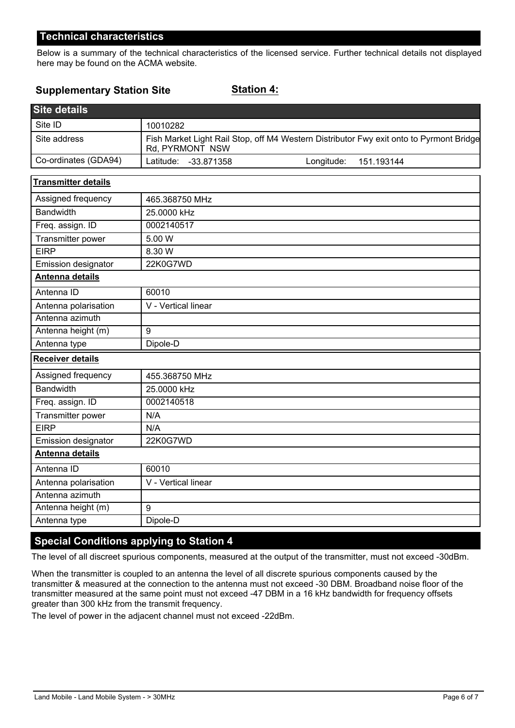## Technical characteristics

Below is a summary of the technical characteristics of the licensed service. Further technical details not displayed here may be found on the ACMA website.

**Supplementary Station Site** **Station 4:**

| Site details | |
|---|---|
| Site ID | 10010282 |
| Site address | Fish Market Light Rail Stop, off M4 Western Distributor Fwy exit onto Pyrmont Bridge Rd, PYRMONT NSW |
| Co-ordinates (GDA94) | Latitude: -33.871358 Longitude: 151.193144 |

| **Transmitter details** | |
|---|---|
| Assigned frequency | 465.368750 MHz |
| Bandwidth | 25.0000 kHz |
| Freq. assign. ID | 0002140517 |
| Transmitter power | 5.00 W |
| EIRP | 8.30 W |
| Emission designator | 22K0G7WD |
| **Antenna details** | |
| Antenna ID | 60010 |
| Antenna polarisation | V - Vertical linear |
| Antenna azimuth | |
| Antenna height (m) | 9 |
| Antenna type | Dipole-D |
| **Receiver details** | |
| Assigned frequency | 455.368750 MHz |
| Bandwidth | 25.0000 kHz |
| Freq. assign. ID | 0002140518 |
| Transmitter power | N/A |
| EIRP | N/A |
| Emission designator | 22K0G7WD |
| **Antenna details** | |
| Antenna ID | 60010 |
| Antenna polarisation | V - Vertical linear |
| Antenna azimuth | |
| Antenna height (m) | 9 |
| Antenna type | Dipole-D |

## Special Conditions applying to Station 4

The level of all discreet spurious components, measured at the output of the transmitter, must not exceed -30dBm.

When the transmitter is coupled to an antenna the level of all discrete spurious components caused by the transmitter & measured at the connection to the antenna must not exceed -30 DBM. Broadband noise floor of the transmitter measured at the same point must not exceed -47 DBM in a 16 kHz bandwidth for frequency offsets greater than 300 kHz from the transmit frequency.

The level of power in the adjacent channel must not exceed -22dBm.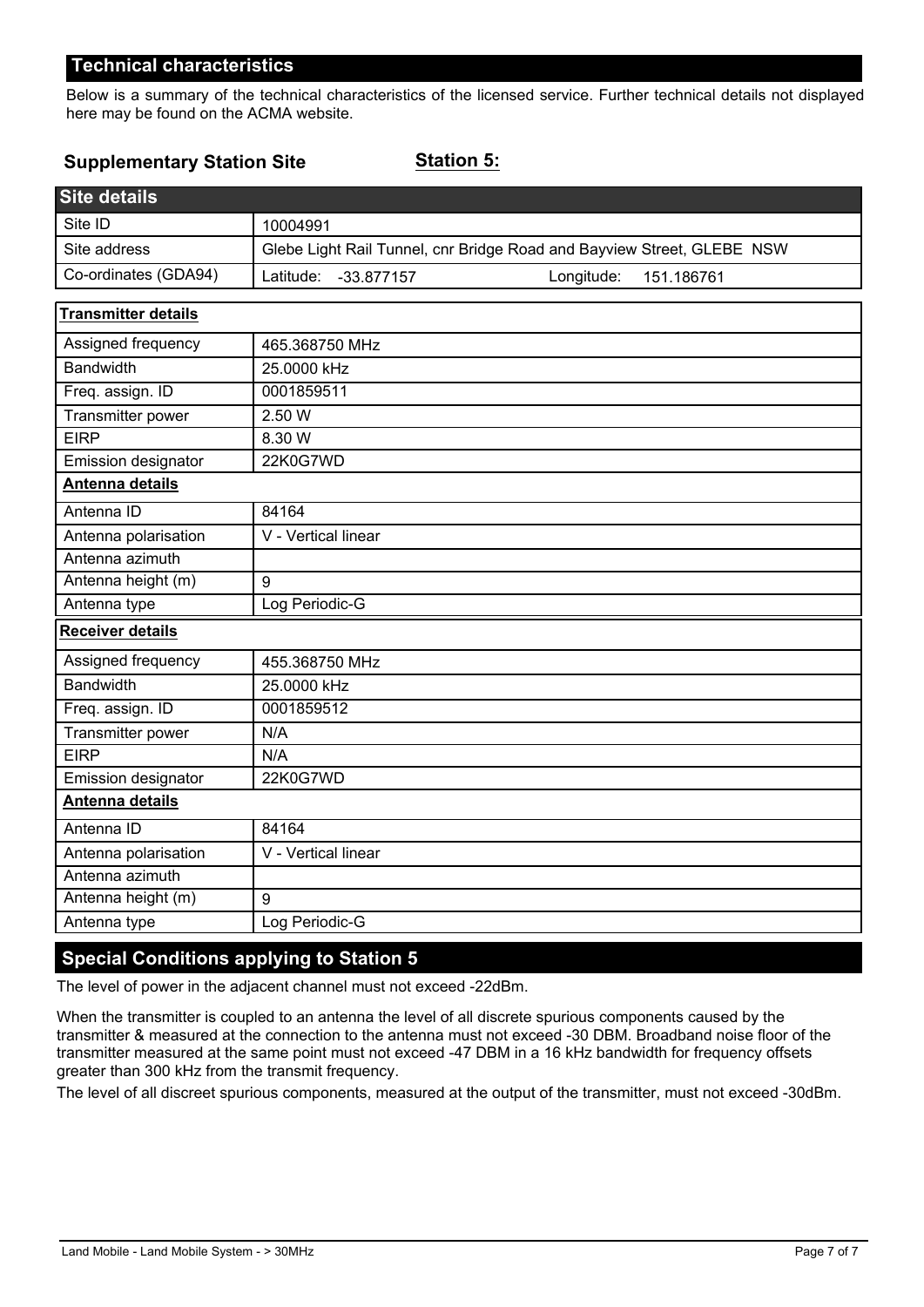## Technical characteristics

Below is a summary of the technical characteristics of the licensed service. Further technical details not displayed here may be found on the ACMA website.

**Supplementary Station Site** **Station 5:**

| Site details | |
|---|---|
| Site ID | 10004991 |
| Site address | Glebe Light Rail Tunnel, cnr Bridge Road and Bayview Street, GLEBE NSW |
| Co-ordinates (GDA94) | Latitude: -33.877157 Longitude: 151.186761 |

| **Transmitter details** | |
|---|---|
| Assigned frequency | 465.368750 MHz |
| Bandwidth | 25.0000 kHz |
| Freq. assign. ID | 0001859511 |
| Transmitter power | 2.50 W |
| EIRP | 8.30 W |
| Emission designator | 22K0G7WD |
| **Antenna details** | |
| Antenna ID | 84164 |
| Antenna polarisation | V - Vertical linear |
| Antenna azimuth | |
| Antenna height (m) | 9 |
| Antenna type | Log Periodic-G |
| **Receiver details** | |
| Assigned frequency | 455.368750 MHz |
| Bandwidth | 25.0000 kHz |
| Freq. assign. ID | 0001859512 |
| Transmitter power | N/A |
| EIRP | N/A |
| Emission designator | 22K0G7WD |
| **Antenna details** | |
| Antenna ID | 84164 |
| Antenna polarisation | V - Vertical linear |
| Antenna azimuth | |
| Antenna height (m) | 9 |
| Antenna type | Log Periodic-G |

## Special Conditions applying to Station 5

The level of power in the adjacent channel must not exceed -22dBm.

When the transmitter is coupled to an antenna the level of all discrete spurious components caused by the transmitter & measured at the connection to the antenna must not exceed -30 DBM. Broadband noise floor of the transmitter measured at the same point must not exceed -47 DBM in a 16 kHz bandwidth for frequency offsets greater than 300 kHz from the transmit frequency.

The level of all discreet spurious components, measured at the output of the transmitter, must not exceed -30dBm.